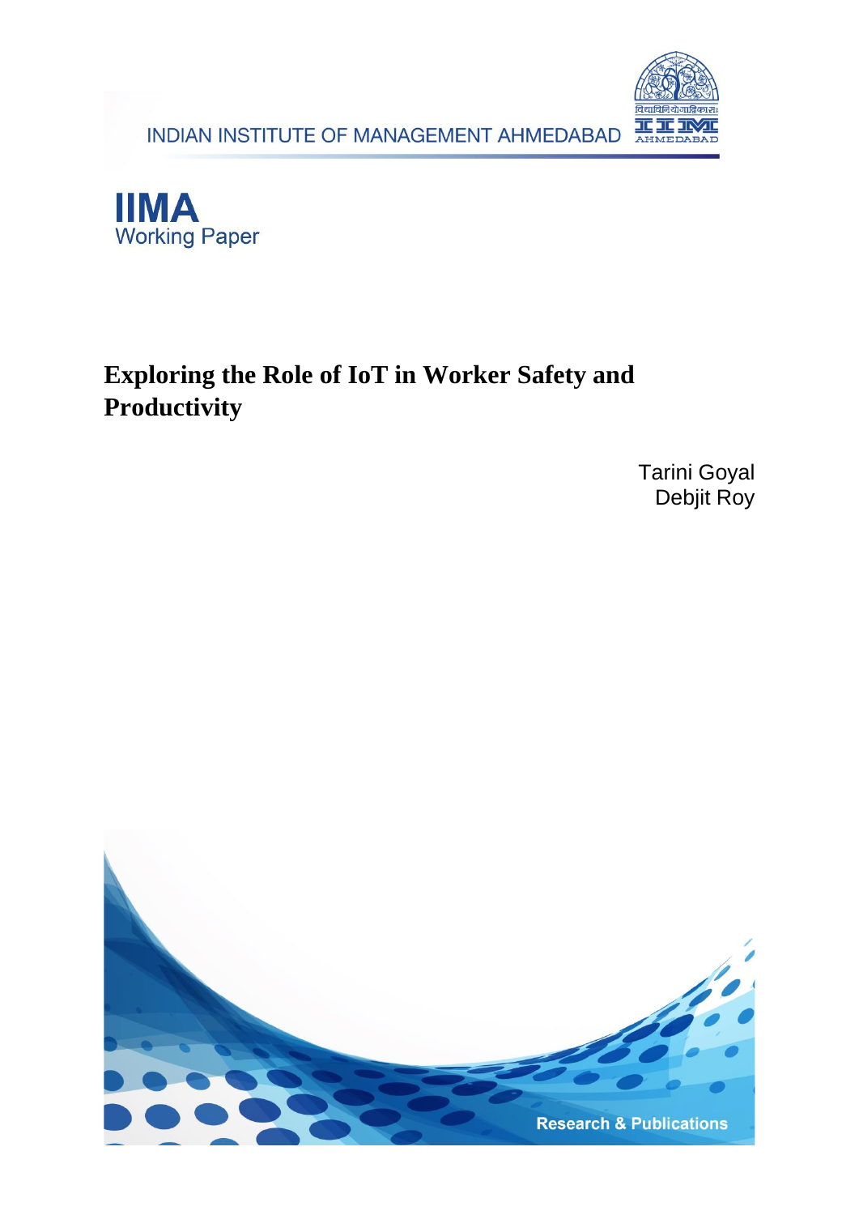INDIAN INSTITUTE OF MANAGEMENT AHMEDABAD

**IIMA**
Working Paper

# Exploring the Role of IoT in Worker Safety and Productivity

Tarini Goyal
Debjit Roy

Research & Publications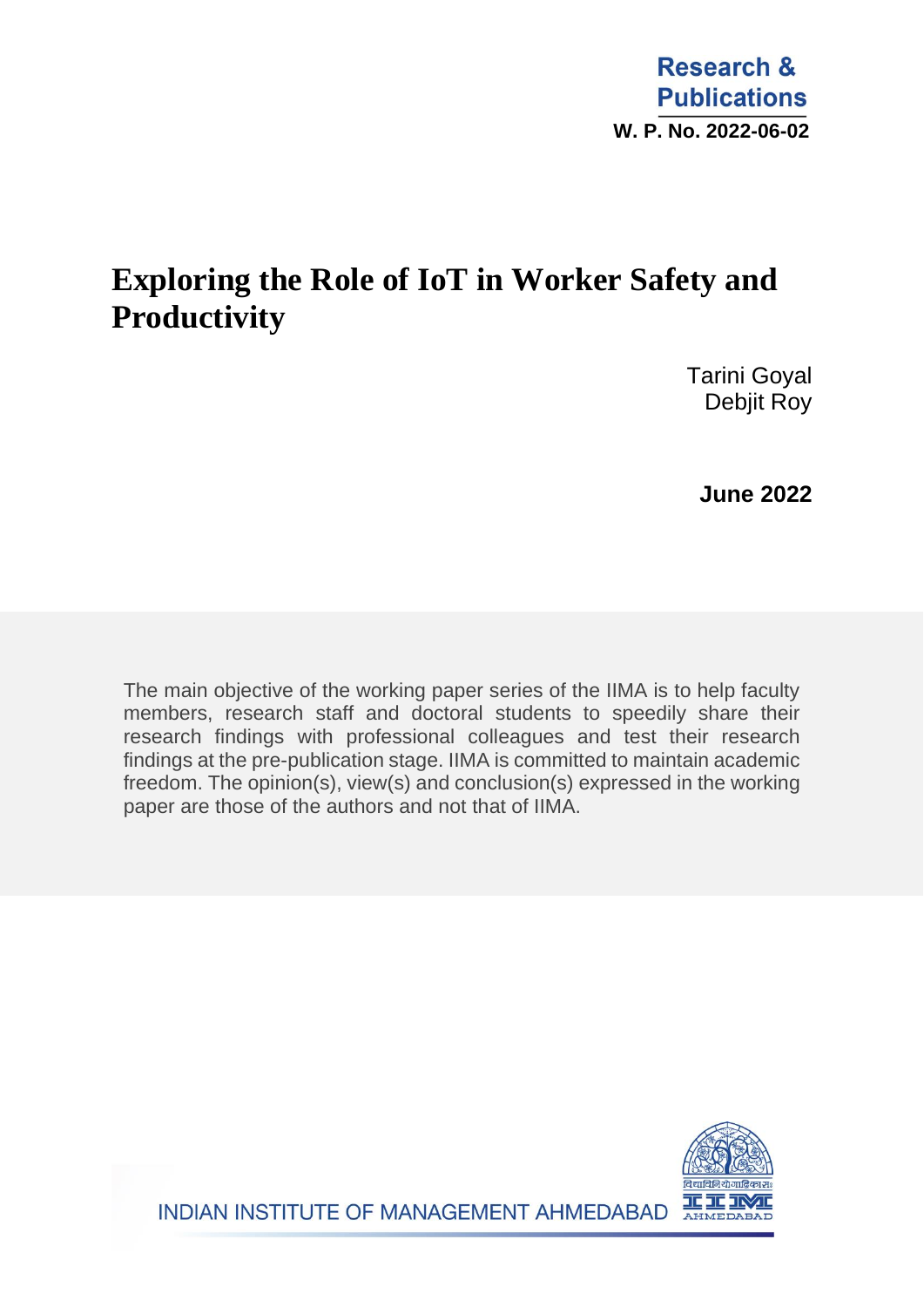Research & Publications

W. P. No. 2022-06-02

# Exploring the Role of IoT in Worker Safety and Productivity

Tarini Goyal
Debjit Roy

**June 2022**

The main objective of the working paper series of the IIMA is to help faculty members, research staff and doctoral students to speedily share their research findings with professional colleagues and test their research findings at the pre-publication stage. IIMA is committed to maintain academic freedom. The opinion(s), view(s) and conclusion(s) expressed in the working paper are those of the authors and not that of IIMA.

INDIAN INSTITUTE OF MANAGEMENT AHMEDABAD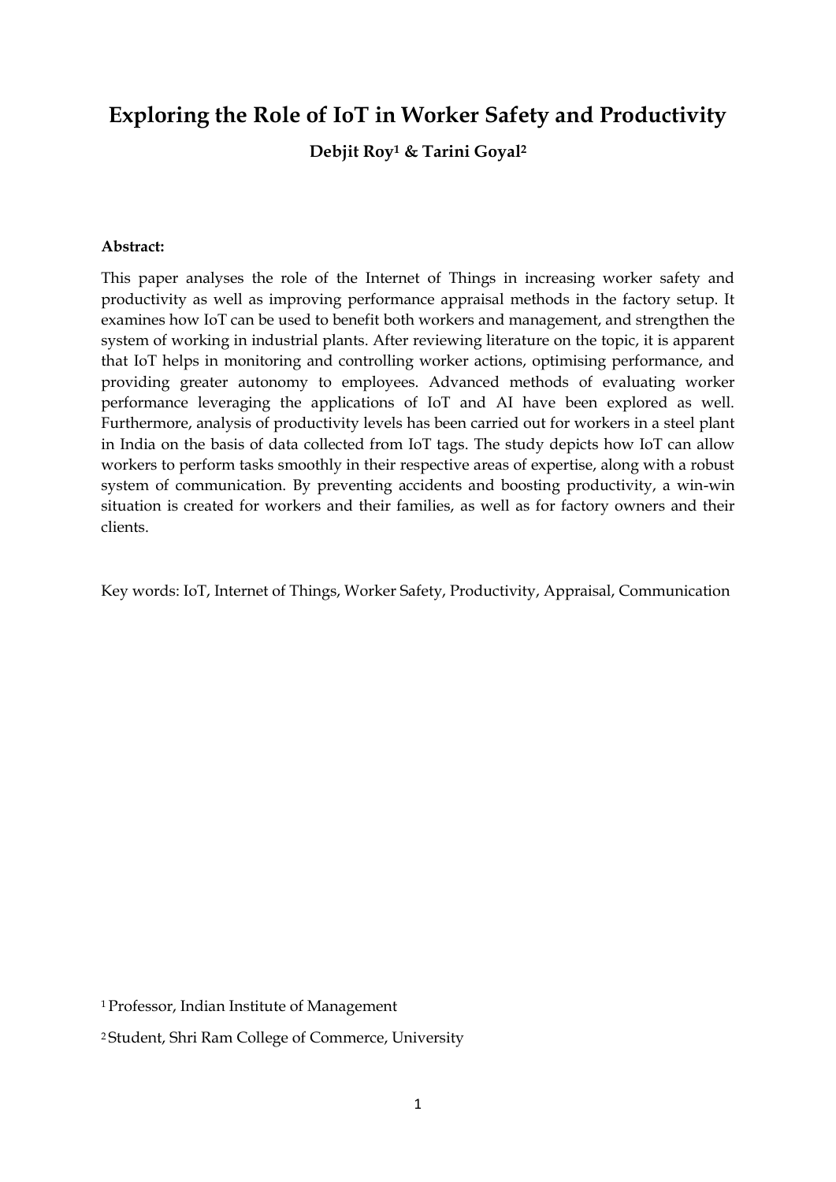# Exploring the Role of IoT in Worker Safety and Productivity

**Debjit Roy[1] & Tarini Goyal[2]**

**Abstract:**

This paper analyses the role of the Internet of Things in increasing worker safety and productivity as well as improving performance appraisal methods in the factory setup. It examines how IoT can be used to benefit both workers and management, and strengthen the system of working in industrial plants. After reviewing literature on the topic, it is apparent that IoT helps in monitoring and controlling worker actions, optimising performance, and providing greater autonomy to employees. Advanced methods of evaluating worker performance leveraging the applications of IoT and AI have been explored as well. Furthermore, analysis of productivity levels has been carried out for workers in a steel plant in India on the basis of data collected from IoT tags. The study depicts how IoT can allow workers to perform tasks smoothly in their respective areas of expertise, along with a robust system of communication. By preventing accidents and boosting productivity, a win-win situation is created for workers and their families, as well as for factory owners and their clients.

Key words: IoT, Internet of Things, Worker Safety, Productivity, Appraisal, Communication

[1] Professor, Indian Institute of Management

[2] Student, Shri Ram College of Commerce, University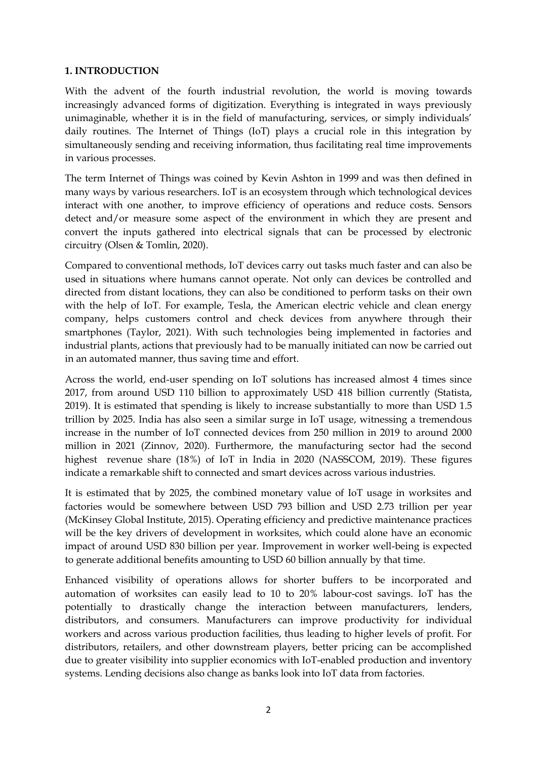## 1. INTRODUCTION

With the advent of the fourth industrial revolution, the world is moving towards increasingly advanced forms of digitization. Everything is integrated in ways previously unimaginable, whether it is in the field of manufacturing, services, or simply individuals' daily routines. The Internet of Things (IoT) plays a crucial role in this integration by simultaneously sending and receiving information, thus facilitating real time improvements in various processes.

The term Internet of Things was coined by Kevin Ashton in 1999 and was then defined in many ways by various researchers. IoT is an ecosystem through which technological devices interact with one another, to improve efficiency of operations and reduce costs. Sensors detect and/or measure some aspect of the environment in which they are present and convert the inputs gathered into electrical signals that can be processed by electronic circuitry (Olsen & Tomlin, 2020).

Compared to conventional methods, IoT devices carry out tasks much faster and can also be used in situations where humans cannot operate. Not only can devices be controlled and directed from distant locations, they can also be conditioned to perform tasks on their own with the help of IoT. For example, Tesla, the American electric vehicle and clean energy company, helps customers control and check devices from anywhere through their smartphones (Taylor, 2021). With such technologies being implemented in factories and industrial plants, actions that previously had to be manually initiated can now be carried out in an automated manner, thus saving time and effort.

Across the world, end-user spending on IoT solutions has increased almost 4 times since 2017, from around USD 110 billion to approximately USD 418 billion currently (Statista, 2019). It is estimated that spending is likely to increase substantially to more than USD 1.5 trillion by 2025. India has also seen a similar surge in IoT usage, witnessing a tremendous increase in the number of IoT connected devices from 250 million in 2019 to around 2000 million in 2021 (Zinnov, 2020). Furthermore, the manufacturing sector had the second highest revenue share (18%) of IoT in India in 2020 (NASSCOM, 2019). These figures indicate a remarkable shift to connected and smart devices across various industries.

It is estimated that by 2025, the combined monetary value of IoT usage in worksites and factories would be somewhere between USD 793 billion and USD 2.73 trillion per year (McKinsey Global Institute, 2015). Operating efficiency and predictive maintenance practices will be the key drivers of development in worksites, which could alone have an economic impact of around USD 830 billion per year. Improvement in worker well-being is expected to generate additional benefits amounting to USD 60 billion annually by that time.

Enhanced visibility of operations allows for shorter buffers to be incorporated and automation of worksites can easily lead to 10 to 20% labour-cost savings. IoT has the potentially to drastically change the interaction between manufacturers, lenders, distributors, and consumers. Manufacturers can improve productivity for individual workers and across various production facilities, thus leading to higher levels of profit. For distributors, retailers, and other downstream players, better pricing can be accomplished due to greater visibility into supplier economics with IoT-enabled production and inventory systems. Lending decisions also change as banks look into IoT data from factories.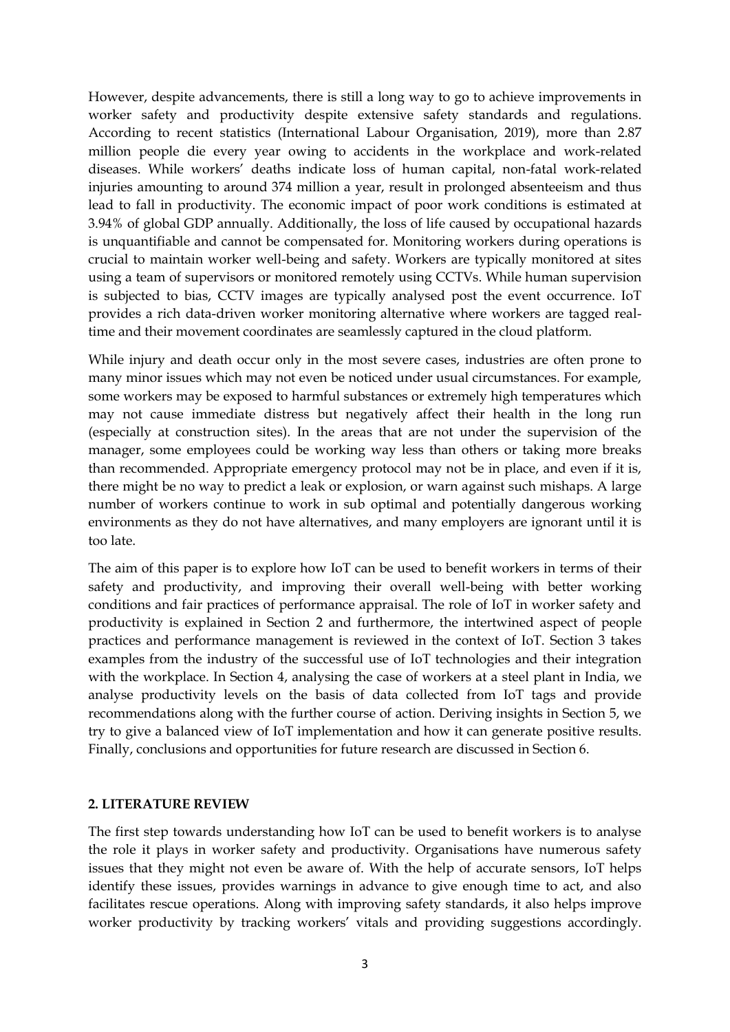However, despite advancements, there is still a long way to go to achieve improvements in worker safety and productivity despite extensive safety standards and regulations. According to recent statistics (International Labour Organisation, 2019), more than 2.87 million people die every year owing to accidents in the workplace and work-related diseases. While workers' deaths indicate loss of human capital, non-fatal work-related injuries amounting to around 374 million a year, result in prolonged absenteeism and thus lead to fall in productivity. The economic impact of poor work conditions is estimated at 3.94% of global GDP annually. Additionally, the loss of life caused by occupational hazards is unquantifiable and cannot be compensated for. Monitoring workers during operations is crucial to maintain worker well-being and safety. Workers are typically monitored at sites using a team of supervisors or monitored remotely using CCTVs. While human supervision is subjected to bias, CCTV images are typically analysed post the event occurrence. IoT provides a rich data-driven worker monitoring alternative where workers are tagged real-time and their movement coordinates are seamlessly captured in the cloud platform.

While injury and death occur only in the most severe cases, industries are often prone to many minor issues which may not even be noticed under usual circumstances. For example, some workers may be exposed to harmful substances or extremely high temperatures which may not cause immediate distress but negatively affect their health in the long run (especially at construction sites). In the areas that are not under the supervision of the manager, some employees could be working way less than others or taking more breaks than recommended. Appropriate emergency protocol may not be in place, and even if it is, there might be no way to predict a leak or explosion, or warn against such mishaps. A large number of workers continue to work in sub optimal and potentially dangerous working environments as they do not have alternatives, and many employers are ignorant until it is too late.

The aim of this paper is to explore how IoT can be used to benefit workers in terms of their safety and productivity, and improving their overall well-being with better working conditions and fair practices of performance appraisal. The role of IoT in worker safety and productivity is explained in Section 2 and furthermore, the intertwined aspect of people practices and performance management is reviewed in the context of IoT. Section 3 takes examples from the industry of the successful use of IoT technologies and their integration with the workplace. In Section 4, analysing the case of workers at a steel plant in India, we analyse productivity levels on the basis of data collected from IoT tags and provide recommendations along with the further course of action. Deriving insights in Section 5, we try to give a balanced view of IoT implementation and how it can generate positive results. Finally, conclusions and opportunities for future research are discussed in Section 6.

## 2. LITERATURE REVIEW

The first step towards understanding how IoT can be used to benefit workers is to analyse the role it plays in worker safety and productivity. Organisations have numerous safety issues that they might not even be aware of. With the help of accurate sensors, IoT helps identify these issues, provides warnings in advance to give enough time to act, and also facilitates rescue operations. Along with improving safety standards, it also helps improve worker productivity by tracking workers' vitals and providing suggestions accordingly.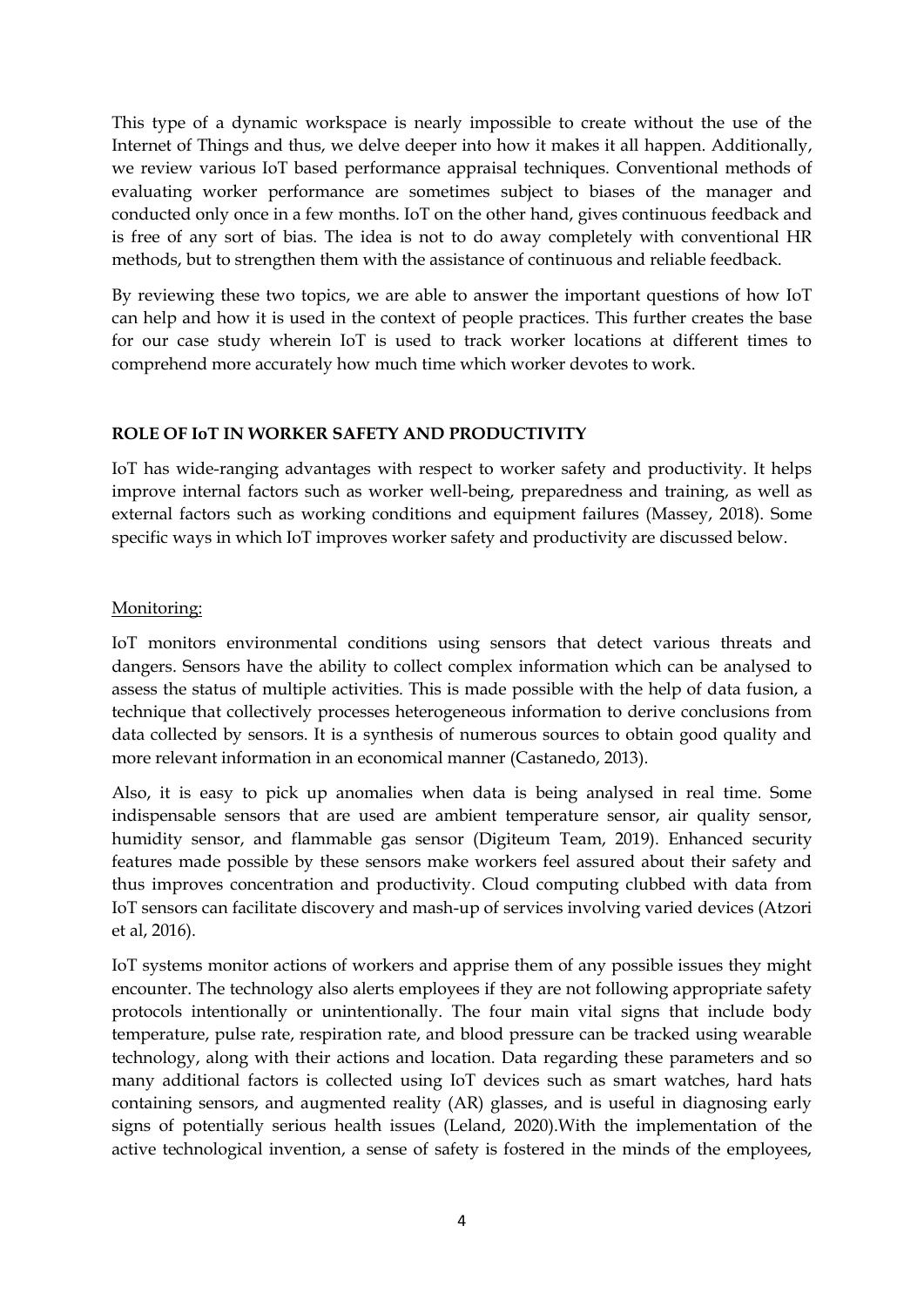This type of a dynamic workspace is nearly impossible to create without the use of the Internet of Things and thus, we delve deeper into how it makes it all happen. Additionally, we review various IoT based performance appraisal techniques. Conventional methods of evaluating worker performance are sometimes subject to biases of the manager and conducted only once in a few months. IoT on the other hand, gives continuous feedback and is free of any sort of bias. The idea is not to do away completely with conventional HR methods, but to strengthen them with the assistance of continuous and reliable feedback.

By reviewing these two topics, we are able to answer the important questions of how IoT can help and how it is used in the context of people practices. This further creates the base for our case study wherein IoT is used to track worker locations at different times to comprehend more accurately how much time which worker devotes to work.

## ROLE OF IoT IN WORKER SAFETY AND PRODUCTIVITY

IoT has wide-ranging advantages with respect to worker safety and productivity. It helps improve internal factors such as worker well-being, preparedness and training, as well as external factors such as working conditions and equipment failures (Massey, 2018). Some specific ways in which IoT improves worker safety and productivity are discussed below.

### Monitoring:

IoT monitors environmental conditions using sensors that detect various threats and dangers. Sensors have the ability to collect complex information which can be analysed to assess the status of multiple activities. This is made possible with the help of data fusion, a technique that collectively processes heterogeneous information to derive conclusions from data collected by sensors. It is a synthesis of numerous sources to obtain good quality and more relevant information in an economical manner (Castanedo, 2013).

Also, it is easy to pick up anomalies when data is being analysed in real time. Some indispensable sensors that are used are ambient temperature sensor, air quality sensor, humidity sensor, and flammable gas sensor (Digiteum Team, 2019). Enhanced security features made possible by these sensors make workers feel assured about their safety and thus improves concentration and productivity. Cloud computing clubbed with data from IoT sensors can facilitate discovery and mash-up of services involving varied devices (Atzori et al, 2016).

IoT systems monitor actions of workers and apprise them of any possible issues they might encounter. The technology also alerts employees if they are not following appropriate safety protocols intentionally or unintentionally. The four main vital signs that include body temperature, pulse rate, respiration rate, and blood pressure can be tracked using wearable technology, along with their actions and location. Data regarding these parameters and so many additional factors is collected using IoT devices such as smart watches, hard hats containing sensors, and augmented reality (AR) glasses, and is useful in diagnosing early signs of potentially serious health issues (Leland, 2020).With the implementation of the active technological invention, a sense of safety is fostered in the minds of the employees,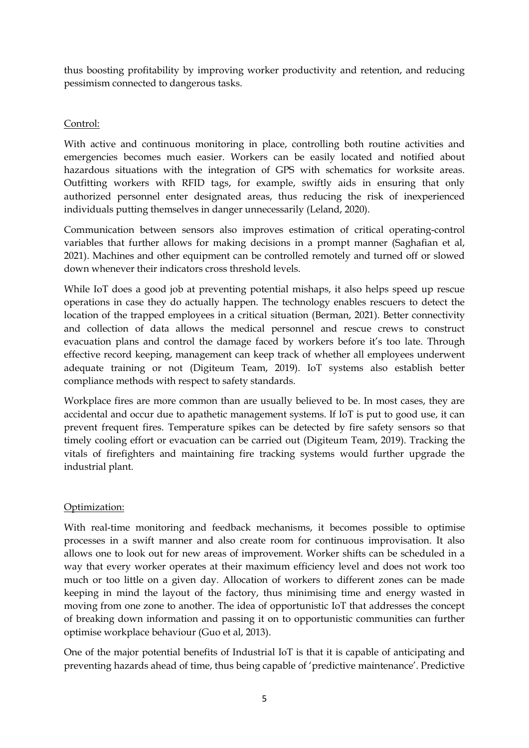thus boosting profitability by improving worker productivity and retention, and reducing pessimism connected to dangerous tasks.

Control:

With active and continuous monitoring in place, controlling both routine activities and emergencies becomes much easier. Workers can be easily located and notified about hazardous situations with the integration of GPS with schematics for worksite areas. Outfitting workers with RFID tags, for example, swiftly aids in ensuring that only authorized personnel enter designated areas, thus reducing the risk of inexperienced individuals putting themselves in danger unnecessarily (Leland, 2020).

Communication between sensors also improves estimation of critical operating-control variables that further allows for making decisions in a prompt manner (Saghafian et al, 2021). Machines and other equipment can be controlled remotely and turned off or slowed down whenever their indicators cross threshold levels.

While IoT does a good job at preventing potential mishaps, it also helps speed up rescue operations in case they do actually happen. The technology enables rescuers to detect the location of the trapped employees in a critical situation (Berman, 2021). Better connectivity and collection of data allows the medical personnel and rescue crews to construct evacuation plans and control the damage faced by workers before it's too late. Through effective record keeping, management can keep track of whether all employees underwent adequate training or not (Digiteum Team, 2019). IoT systems also establish better compliance methods with respect to safety standards.

Workplace fires are more common than are usually believed to be. In most cases, they are accidental and occur due to apathetic management systems. If IoT is put to good use, it can prevent frequent fires. Temperature spikes can be detected by fire safety sensors so that timely cooling effort or evacuation can be carried out (Digiteum Team, 2019). Tracking the vitals of firefighters and maintaining fire tracking systems would further upgrade the industrial plant.

Optimization:

With real-time monitoring and feedback mechanisms, it becomes possible to optimise processes in a swift manner and also create room for continuous improvisation. It also allows one to look out for new areas of improvement. Worker shifts can be scheduled in a way that every worker operates at their maximum efficiency level and does not work too much or too little on a given day. Allocation of workers to different zones can be made keeping in mind the layout of the factory, thus minimising time and energy wasted in moving from one zone to another. The idea of opportunistic IoT that addresses the concept of breaking down information and passing it on to opportunistic communities can further optimise workplace behaviour (Guo et al, 2013).

One of the major potential benefits of Industrial IoT is that it is capable of anticipating and preventing hazards ahead of time, thus being capable of 'predictive maintenance'. Predictive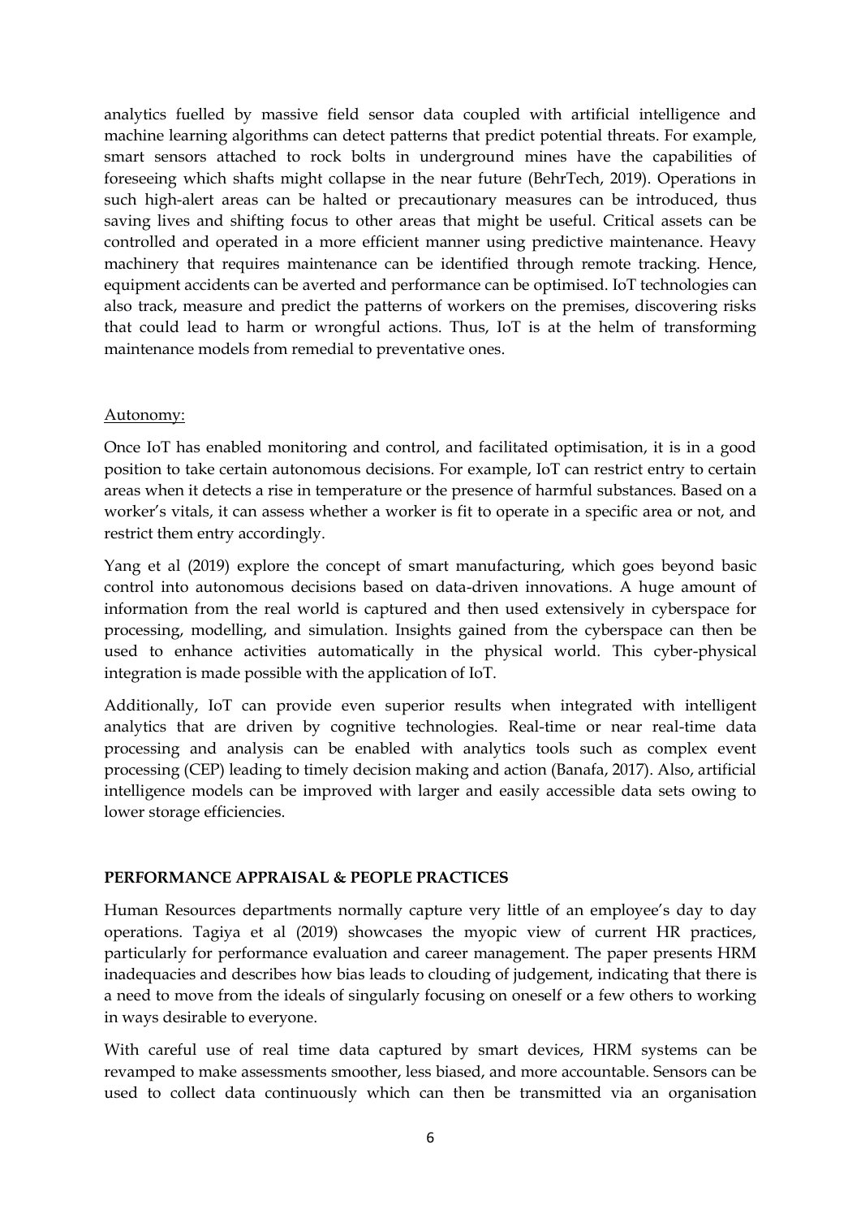analytics fuelled by massive field sensor data coupled with artificial intelligence and machine learning algorithms can detect patterns that predict potential threats. For example, smart sensors attached to rock bolts in underground mines have the capabilities of foreseeing which shafts might collapse in the near future (BehrTech, 2019). Operations in such high-alert areas can be halted or precautionary measures can be introduced, thus saving lives and shifting focus to other areas that might be useful. Critical assets can be controlled and operated in a more efficient manner using predictive maintenance. Heavy machinery that requires maintenance can be identified through remote tracking. Hence, equipment accidents can be averted and performance can be optimised. IoT technologies can also track, measure and predict the patterns of workers on the premises, discovering risks that could lead to harm or wrongful actions. Thus, IoT is at the helm of transforming maintenance models from remedial to preventative ones.

<u>Autonomy:</u>

Once IoT has enabled monitoring and control, and facilitated optimisation, it is in a good position to take certain autonomous decisions. For example, IoT can restrict entry to certain areas when it detects a rise in temperature or the presence of harmful substances. Based on a worker's vitals, it can assess whether a worker is fit to operate in a specific area or not, and restrict them entry accordingly.

Yang et al (2019) explore the concept of smart manufacturing, which goes beyond basic control into autonomous decisions based on data-driven innovations. A huge amount of information from the real world is captured and then used extensively in cyberspace for processing, modelling, and simulation. Insights gained from the cyberspace can then be used to enhance activities automatically in the physical world. This cyber-physical integration is made possible with the application of IoT.

Additionally, IoT can provide even superior results when integrated with intelligent analytics that are driven by cognitive technologies. Real-time or near real-time data processing and analysis can be enabled with analytics tools such as complex event processing (CEP) leading to timely decision making and action (Banafa, 2017). Also, artificial intelligence models can be improved with larger and easily accessible data sets owing to lower storage efficiencies.

**PERFORMANCE APPRAISAL & PEOPLE PRACTICES**

Human Resources departments normally capture very little of an employee's day to day operations. Tagiya et al (2019) showcases the myopic view of current HR practices, particularly for performance evaluation and career management. The paper presents HRM inadequacies and describes how bias leads to clouding of judgement, indicating that there is a need to move from the ideals of singularly focusing on oneself or a few others to working in ways desirable to everyone.

With careful use of real time data captured by smart devices, HRM systems can be revamped to make assessments smoother, less biased, and more accountable. Sensors can be used to collect data continuously which can then be transmitted via an organisation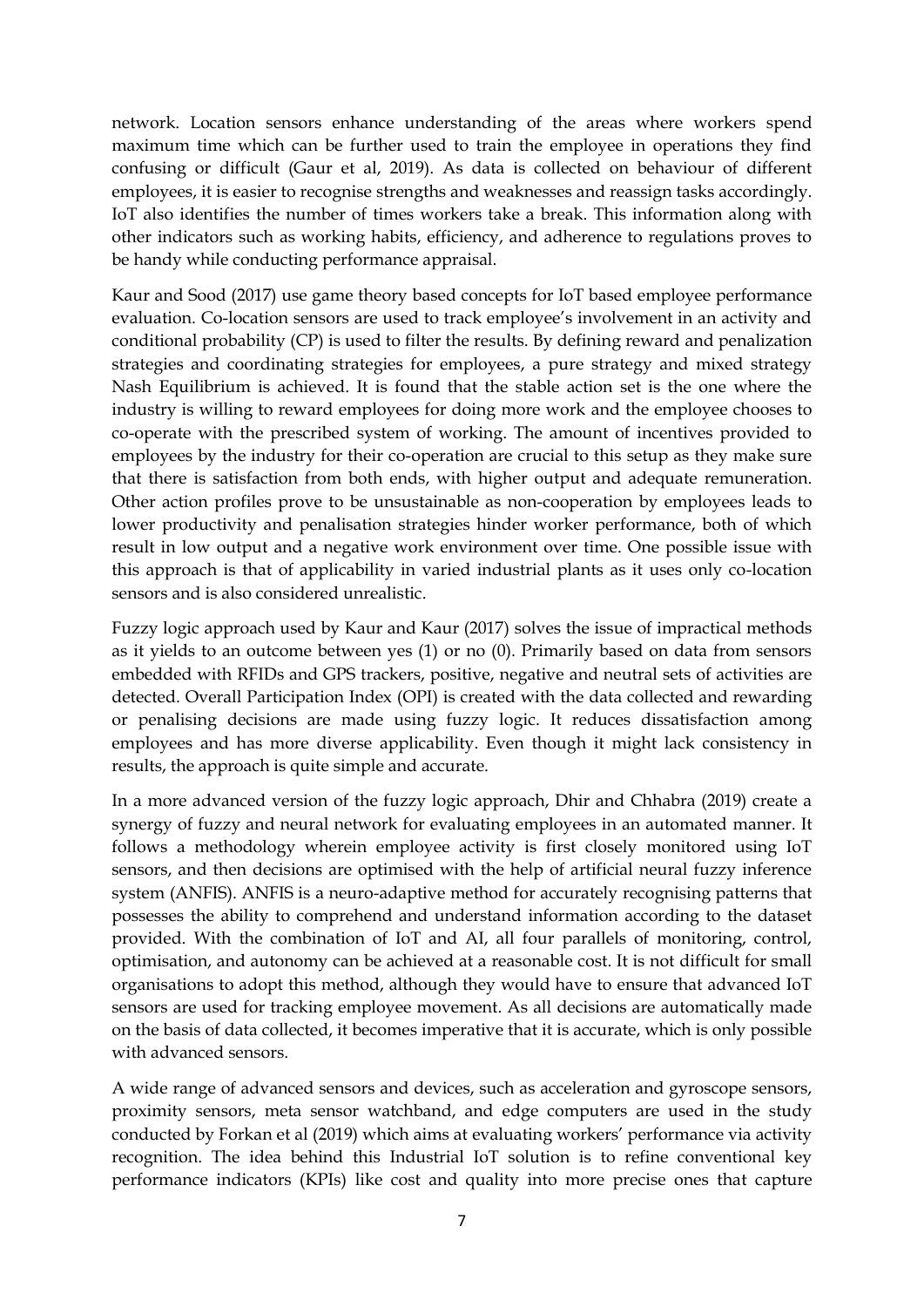network. Location sensors enhance understanding of the areas where workers spend maximum time which can be further used to train the employee in operations they find confusing or difficult (Gaur et al, 2019). As data is collected on behaviour of different employees, it is easier to recognise strengths and weaknesses and reassign tasks accordingly. IoT also identifies the number of times workers take a break. This information along with other indicators such as working habits, efficiency, and adherence to regulations proves to be handy while conducting performance appraisal.

Kaur and Sood (2017) use game theory based concepts for IoT based employee performance evaluation. Co-location sensors are used to track employee's involvement in an activity and conditional probability (CP) is used to filter the results. By defining reward and penalization strategies and coordinating strategies for employees, a pure strategy and mixed strategy Nash Equilibrium is achieved. It is found that the stable action set is the one where the industry is willing to reward employees for doing more work and the employee chooses to co-operate with the prescribed system of working. The amount of incentives provided to employees by the industry for their co-operation are crucial to this setup as they make sure that there is satisfaction from both ends, with higher output and adequate remuneration. Other action profiles prove to be unsustainable as non-cooperation by employees leads to lower productivity and penalisation strategies hinder worker performance, both of which result in low output and a negative work environment over time. One possible issue with this approach is that of applicability in varied industrial plants as it uses only co-location sensors and is also considered unrealistic.

Fuzzy logic approach used by Kaur and Kaur (2017) solves the issue of impractical methods as it yields to an outcome between yes (1) or no (0). Primarily based on data from sensors embedded with RFIDs and GPS trackers, positive, negative and neutral sets of activities are detected. Overall Participation Index (OPI) is created with the data collected and rewarding or penalising decisions are made using fuzzy logic. It reduces dissatisfaction among employees and has more diverse applicability. Even though it might lack consistency in results, the approach is quite simple and accurate.

In a more advanced version of the fuzzy logic approach, Dhir and Chhabra (2019) create a synergy of fuzzy and neural network for evaluating employees in an automated manner. It follows a methodology wherein employee activity is first closely monitored using IoT sensors, and then decisions are optimised with the help of artificial neural fuzzy inference system (ANFIS). ANFIS is a neuro-adaptive method for accurately recognising patterns that possesses the ability to comprehend and understand information according to the dataset provided. With the combination of IoT and AI, all four parallels of monitoring, control, optimisation, and autonomy can be achieved at a reasonable cost. It is not difficult for small organisations to adopt this method, although they would have to ensure that advanced IoT sensors are used for tracking employee movement. As all decisions are automatically made on the basis of data collected, it becomes imperative that it is accurate, which is only possible with advanced sensors.

A wide range of advanced sensors and devices, such as acceleration and gyroscope sensors, proximity sensors, meta sensor watchband, and edge computers are used in the study conducted by Forkan et al (2019) which aims at evaluating workers' performance via activity recognition. The idea behind this Industrial IoT solution is to refine conventional key performance indicators (KPIs) like cost and quality into more precise ones that capture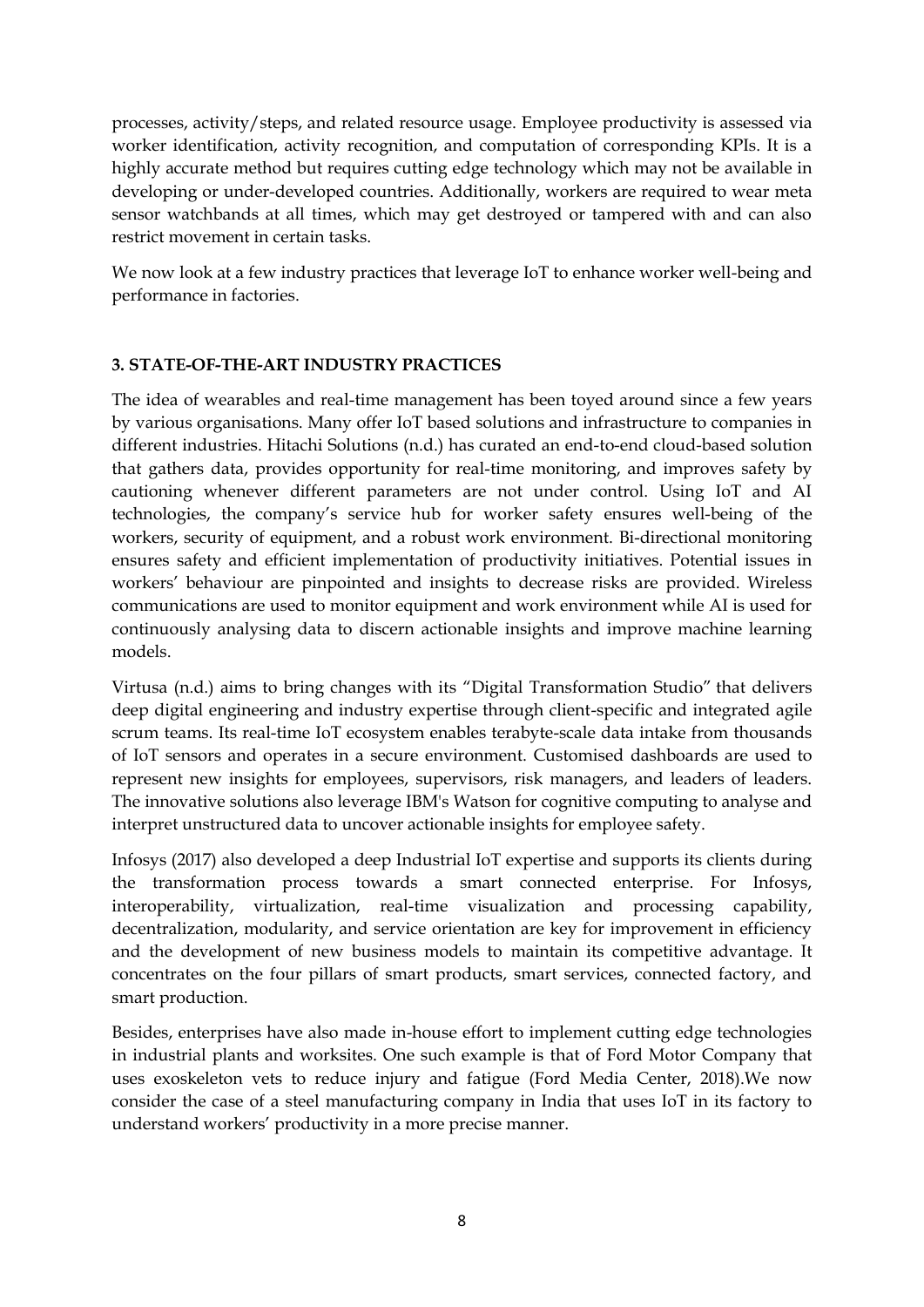processes, activity/steps, and related resource usage. Employee productivity is assessed via worker identification, activity recognition, and computation of corresponding KPIs. It is a highly accurate method but requires cutting edge technology which may not be available in developing or under-developed countries. Additionally, workers are required to wear meta sensor watchbands at all times, which may get destroyed or tampered with and can also restrict movement in certain tasks.

We now look at a few industry practices that leverage IoT to enhance worker well-being and performance in factories.

## 3. STATE-OF-THE-ART INDUSTRY PRACTICES

The idea of wearables and real-time management has been toyed around since a few years by various organisations. Many offer IoT based solutions and infrastructure to companies in different industries. Hitachi Solutions (n.d.) has curated an end-to-end cloud-based solution that gathers data, provides opportunity for real-time monitoring, and improves safety by cautioning whenever different parameters are not under control. Using IoT and AI technologies, the company's service hub for worker safety ensures well-being of the workers, security of equipment, and a robust work environment. Bi-directional monitoring ensures safety and efficient implementation of productivity initiatives. Potential issues in workers' behaviour are pinpointed and insights to decrease risks are provided. Wireless communications are used to monitor equipment and work environment while AI is used for continuously analysing data to discern actionable insights and improve machine learning models.

Virtusa (n.d.) aims to bring changes with its "Digital Transformation Studio" that delivers deep digital engineering and industry expertise through client-specific and integrated agile scrum teams. Its real-time IoT ecosystem enables terabyte-scale data intake from thousands of IoT sensors and operates in a secure environment. Customised dashboards are used to represent new insights for employees, supervisors, risk managers, and leaders of leaders. The innovative solutions also leverage IBM's Watson for cognitive computing to analyse and interpret unstructured data to uncover actionable insights for employee safety.

Infosys (2017) also developed a deep Industrial IoT expertise and supports its clients during the transformation process towards a smart connected enterprise. For Infosys, interoperability, virtualization, real-time visualization and processing capability, decentralization, modularity, and service orientation are key for improvement in efficiency and the development of new business models to maintain its competitive advantage. It concentrates on the four pillars of smart products, smart services, connected factory, and smart production.

Besides, enterprises have also made in-house effort to implement cutting edge technologies in industrial plants and worksites. One such example is that of Ford Motor Company that uses exoskeleton vets to reduce injury and fatigue (Ford Media Center, 2018).We now consider the case of a steel manufacturing company in India that uses IoT in its factory to understand workers' productivity in a more precise manner.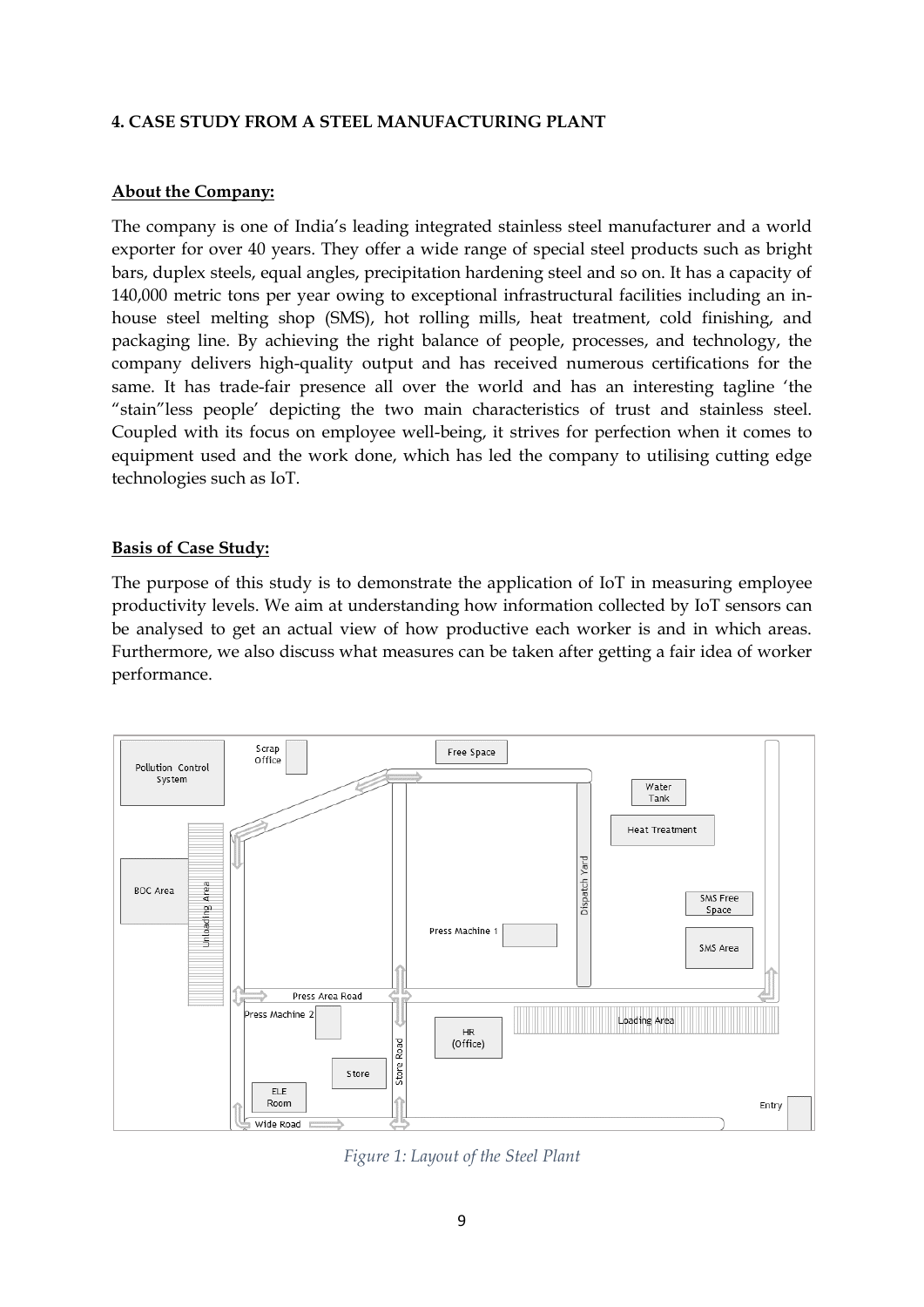**4. CASE STUDY FROM A STEEL MANUFACTURING PLANT**

**About the Company:**

The company is one of India's leading integrated stainless steel manufacturer and a world exporter for over 40 years. They offer a wide range of special steel products such as bright bars, duplex steels, equal angles, precipitation hardening steel and so on. It has a capacity of 140,000 metric tons per year owing to exceptional infrastructural facilities including an in-house steel melting shop (SMS), hot rolling mills, heat treatment, cold finishing, and packaging line. By achieving the right balance of people, processes, and technology, the company delivers high-quality output and has received numerous certifications for the same. It has trade-fair presence all over the world and has an interesting tagline 'the "stain"less people' depicting the two main characteristics of trust and stainless steel. Coupled with its focus on employee well-being, it strives for perfection when it comes to equipment used and the work done, which has led the company to utilising cutting edge technologies such as IoT.

**Basis of Case Study:**

The purpose of this study is to demonstrate the application of IoT in measuring employee productivity levels. We aim at understanding how information collected by IoT sensors can be analysed to get an actual view of how productive each worker is and in which areas. Furthermore, we also discuss what measures can be taken after getting a fair idea of worker performance.

*Figure 1: Layout of the Steel Plant*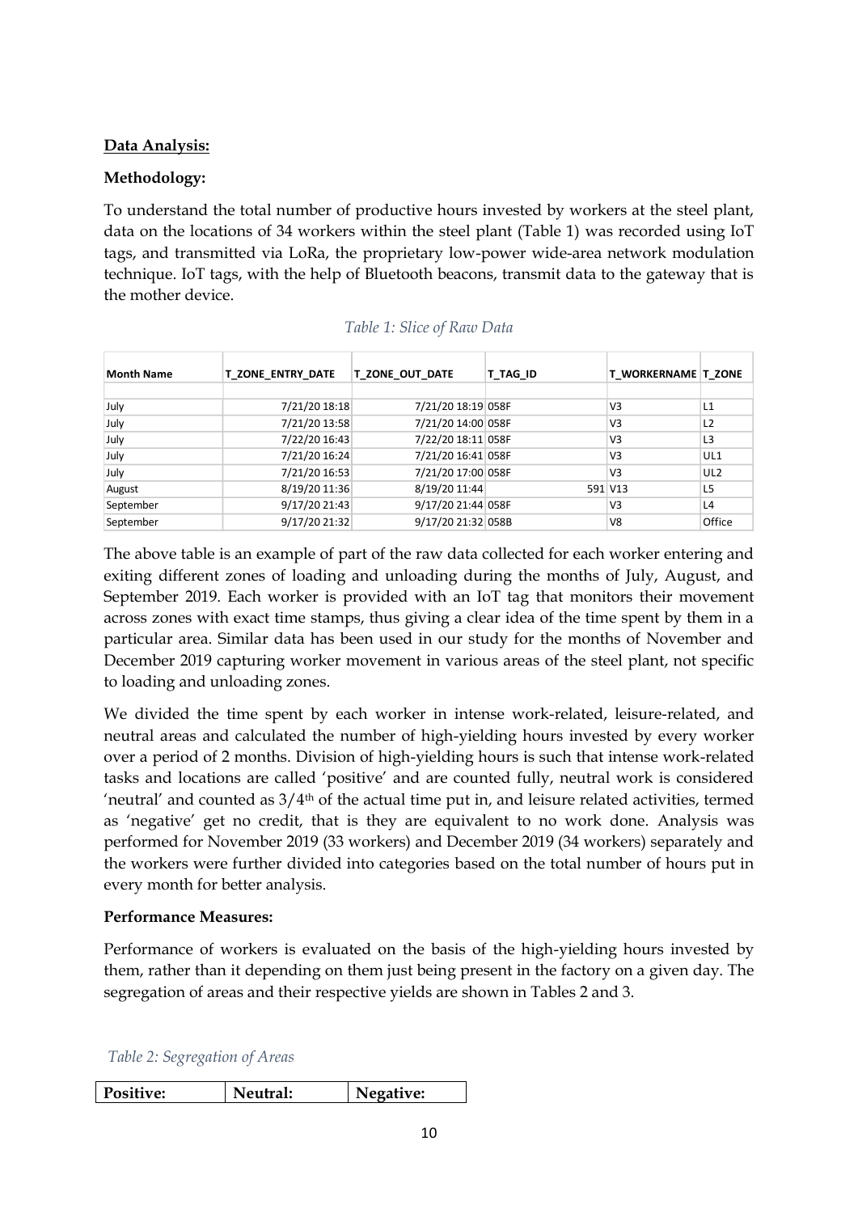**Data Analysis:**

**Methodology:**

To understand the total number of productive hours invested by workers at the steel plant, data on the locations of 34 workers within the steel plant (Table 1) was recorded using IoT tags, and transmitted via LoRa, the proprietary low-power wide-area network modulation technique. IoT tags, with the help of Bluetooth beacons, transmit data to the gateway that is the mother device.

*Table 1: Slice of Raw Data*

| Month Name | T_ZONE_ENTRY_DATE | T_ZONE_OUT_DATE | T_TAG_ID | T_WORKERNAME | T_ZONE |
|---|---|---|---|---|---|
| | | | | | |
| July | 7/21/20 18:18 | 7/21/20 18:19 | 058F | V3 | L1 |
| July | 7/21/20 13:58 | 7/21/20 14:00 | 058F | V3 | L2 |
| July | 7/22/20 16:43 | 7/22/20 18:11 | 058F | V3 | L3 |
| July | 7/21/20 16:24 | 7/21/20 16:41 | 058F | V3 | UL1 |
| July | 7/21/20 16:53 | 7/21/20 17:00 | 058F | V3 | UL2 |
| August | 8/19/20 11:36 | 8/19/20 11:44 | 591 | V13 | L5 |
| September | 9/17/20 21:43 | 9/17/20 21:44 | 058F | V3 | L4 |
| September | 9/17/20 21:32 | 9/17/20 21:32 | 058B | V8 | Office |

The above table is an example of part of the raw data collected for each worker entering and exiting different zones of loading and unloading during the months of July, August, and September 2019. Each worker is provided with an IoT tag that monitors their movement across zones with exact time stamps, thus giving a clear idea of the time spent by them in a particular area. Similar data has been used in our study for the months of November and December 2019 capturing worker movement in various areas of the steel plant, not specific to loading and unloading zones.

We divided the time spent by each worker in intense work-related, leisure-related, and neutral areas and calculated the number of high-yielding hours invested by every worker over a period of 2 months. Division of high-yielding hours is such that intense work-related tasks and locations are called 'positive' and are counted fully, neutral work is considered 'neutral' and counted as $3/4^{th}$ of the actual time put in, and leisure related activities, termed as 'negative' get no credit, that is they are equivalent to no work done. Analysis was performed for November 2019 (33 workers) and December 2019 (34 workers) separately and the workers were further divided into categories based on the total number of hours put in every month for better analysis.

**Performance Measures:**

Performance of workers is evaluated on the basis of the high-yielding hours invested by them, rather than it depending on them just being present in the factory on a given day. The segregation of areas and their respective yields are shown in Tables 2 and 3.

*Table 2: Segregation of Areas*

| Positive: | Neutral: | Negative: |
|---|---|---|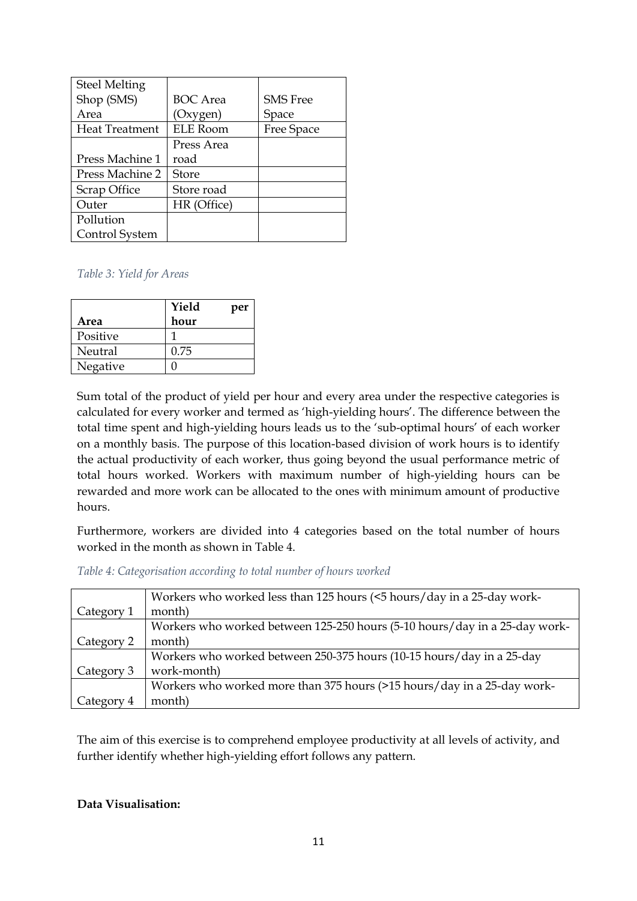| Steel Melting Shop (SMS) Area | BOC Area (Oxygen) | SMS Free Space |
|---|---|---|
| Heat Treatment | ELE Room | Free Space |
| Press Machine 1 | Press Area road | |
| Press Machine 2 | Store | |
| Scrap Office | Store road | |
| Outer | HR (Office) | |
| Pollution Control System | | |

*Table 3: Yield for Areas*

| Area | Yield per hour |
|---|---|
| Positive | 1 |
| Neutral | 0.75 |
| Negative | 0 |

Sum total of the product of yield per hour and every area under the respective categories is calculated for every worker and termed as 'high-yielding hours'. The difference between the total time spent and high-yielding hours leads us to the 'sub-optimal hours' of each worker on a monthly basis. The purpose of this location-based division of work hours is to identify the actual productivity of each worker, thus going beyond the usual performance metric of total hours worked. Workers with maximum number of high-yielding hours can be rewarded and more work can be allocated to the ones with minimum amount of productive hours.

Furthermore, workers are divided into 4 categories based on the total number of hours worked in the month as shown in Table 4.

*Table 4: Categorisation according to total number of hours worked*

| | |
|---|---|
| Category 1 | Workers who worked less than 125 hours (<5 hours/day in a 25-day work-month) |
| Category 2 | Workers who worked between 125-250 hours (5-10 hours/day in a 25-day work-month) |
| Category 3 | Workers who worked between 250-375 hours (10-15 hours/day in a 25-day work-month) |
| Category 4 | Workers who worked more than 375 hours (>15 hours/day in a 25-day work-month) |

The aim of this exercise is to comprehend employee productivity at all levels of activity, and further identify whether high-yielding effort follows any pattern.

**Data Visualisation:**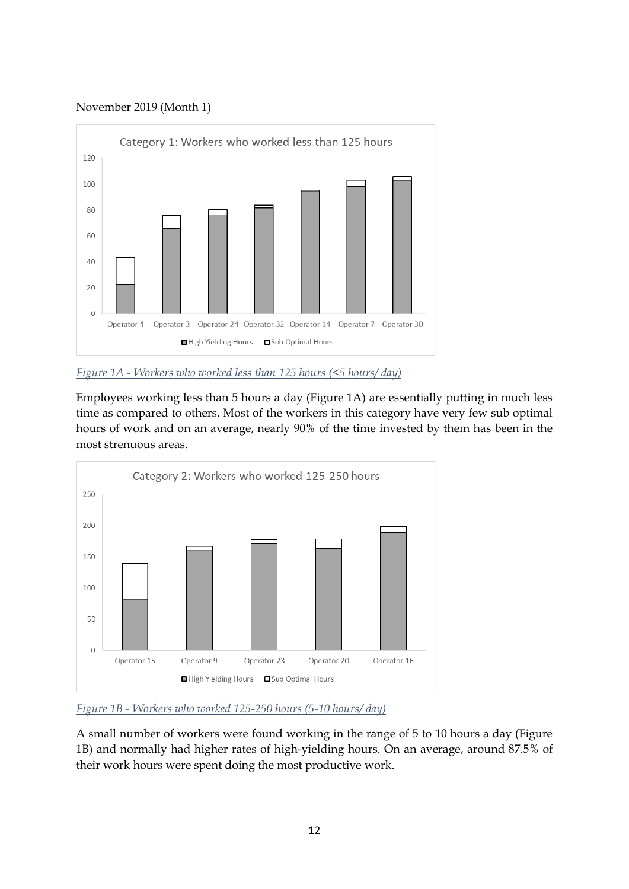November 2019 (Month 1)

*Figure 1A - Workers who worked less than 125 hours (<5 hours/ day)*

Employees working less than 5 hours a day (Figure 1A) are essentially putting in much less time as compared to others. Most of the workers in this category have very few sub optimal hours of work and on an average, nearly 90% of the time invested by them has been in the most strenuous areas.

*Figure 1B - Workers who worked 125-250 hours (5-10 hours/ day)*

A small number of workers were found working in the range of 5 to 10 hours a day (Figure 1B) and normally had higher rates of high-yielding hours. On an average, around 87.5% of their work hours were spent doing the most productive work.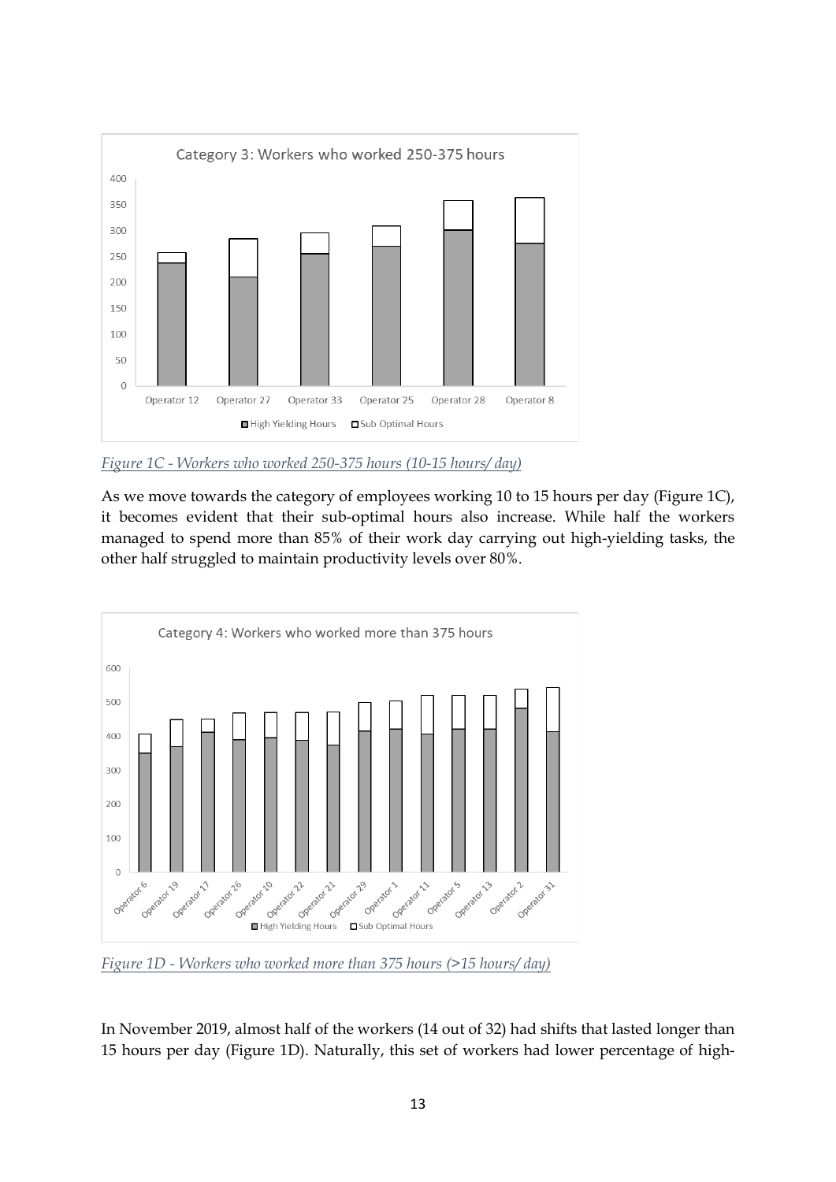*Figure 1C - Workers who worked 250-375 hours (10-15 hours/ day)*

As we move towards the category of employees working 10 to 15 hours per day (Figure 1C), it becomes evident that their sub-optimal hours also increase. While half the workers managed to spend more than 85% of their work day carrying out high-yielding tasks, the other half struggled to maintain productivity levels over 80%.

*Figure 1D - Workers who worked more than 375 hours (>15 hours/ day)*

In November 2019, almost half of the workers (14 out of 32) had shifts that lasted longer than 15 hours per day (Figure 1D). Naturally, this set of workers had lower percentage of high-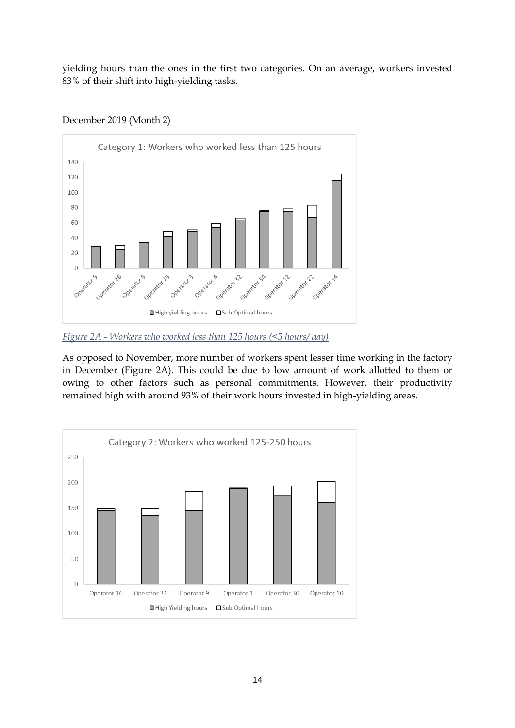yielding hours than the ones in the first two categories. On an average, workers invested 83% of their shift into high-yielding tasks.

December 2019 (Month 2)

*Figure 2A - Workers who worked less than 125 hours (<5 hours/ day)*

As opposed to November, more number of workers spent lesser time working in the factory in December (Figure 2A). This could be due to low amount of work allotted to them or owing to other factors such as personal commitments. However, their productivity remained high with around 93% of their work hours invested in high-yielding areas.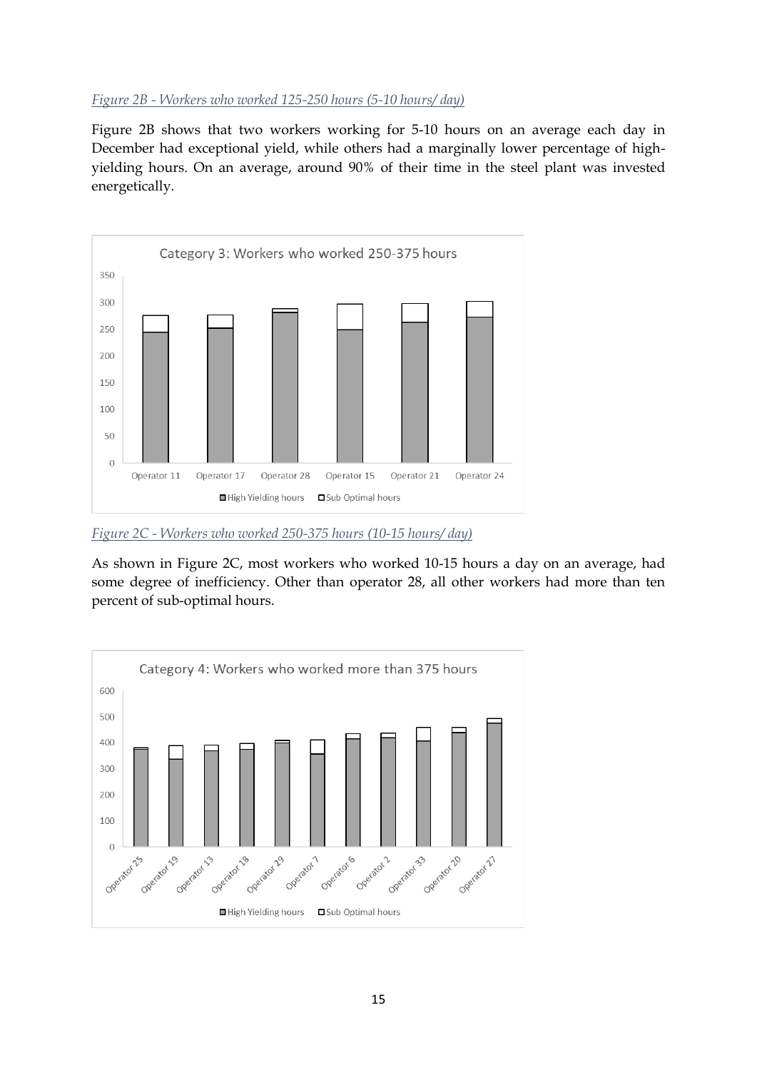*Figure 2B - Workers who worked 125-250 hours (5-10 hours/ day)*

Figure 2B shows that two workers working for 5-10 hours on an average each day in December had exceptional yield, while others had a marginally lower percentage of high-yielding hours. On an average, around 90% of their time in the steel plant was invested energetically.

*Figure 2C - Workers who worked 250-375 hours (10-15 hours/ day)*

As shown in Figure 2C, most workers who worked 10-15 hours a day on an average, had some degree of inefficiency. Other than operator 28, all other workers had more than ten percent of sub-optimal hours.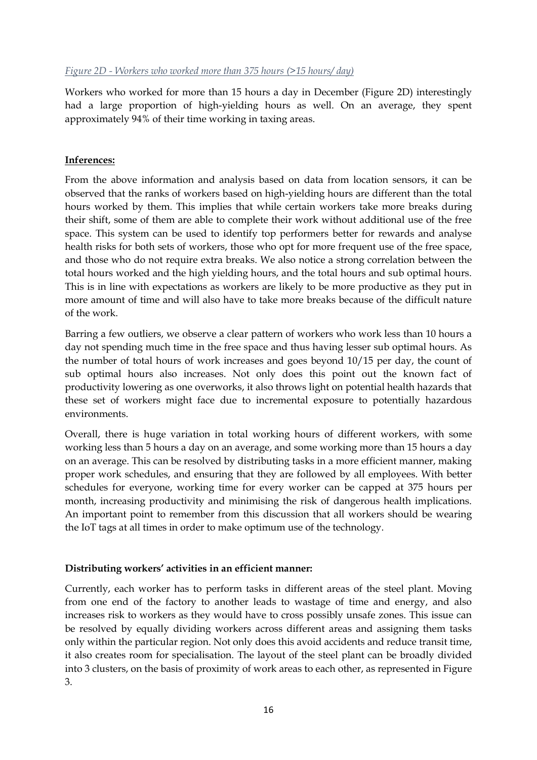*Figure 2D - Workers who worked more than 375 hours (>15 hours/ day)*

Workers who worked for more than 15 hours a day in December (Figure 2D) interestingly had a large proportion of high-yielding hours as well. On an average, they spent approximately 94% of their time working in taxing areas.

**Inferences:**

From the above information and analysis based on data from location sensors, it can be observed that the ranks of workers based on high-yielding hours are different than the total hours worked by them. This implies that while certain workers take more breaks during their shift, some of them are able to complete their work without additional use of the free space. This system can be used to identify top performers better for rewards and analyse health risks for both sets of workers, those who opt for more frequent use of the free space, and those who do not require extra breaks. We also notice a strong correlation between the total hours worked and the high yielding hours, and the total hours and sub optimal hours. This is in line with expectations as workers are likely to be more productive as they put in more amount of time and will also have to take more breaks because of the difficult nature of the work.

Barring a few outliers, we observe a clear pattern of workers who work less than 10 hours a day not spending much time in the free space and thus having lesser sub optimal hours. As the number of total hours of work increases and goes beyond 10/15 per day, the count of sub optimal hours also increases. Not only does this point out the known fact of productivity lowering as one overworks, it also throws light on potential health hazards that these set of workers might face due to incremental exposure to potentially hazardous environments.

Overall, there is huge variation in total working hours of different workers, with some working less than 5 hours a day on an average, and some working more than 15 hours a day on an average. This can be resolved by distributing tasks in a more efficient manner, making proper work schedules, and ensuring that they are followed by all employees. With better schedules for everyone, working time for every worker can be capped at 375 hours per month, increasing productivity and minimising the risk of dangerous health implications. An important point to remember from this discussion that all workers should be wearing the IoT tags at all times in order to make optimum use of the technology.

**Distributing workers' activities in an efficient manner:**

Currently, each worker has to perform tasks in different areas of the steel plant. Moving from one end of the factory to another leads to wastage of time and energy, and also increases risk to workers as they would have to cross possibly unsafe zones. This issue can be resolved by equally dividing workers across different areas and assigning them tasks only within the particular region. Not only does this avoid accidents and reduce transit time, it also creates room for specialisation. The layout of the steel plant can be broadly divided into 3 clusters, on the basis of proximity of work areas to each other, as represented in Figure 3.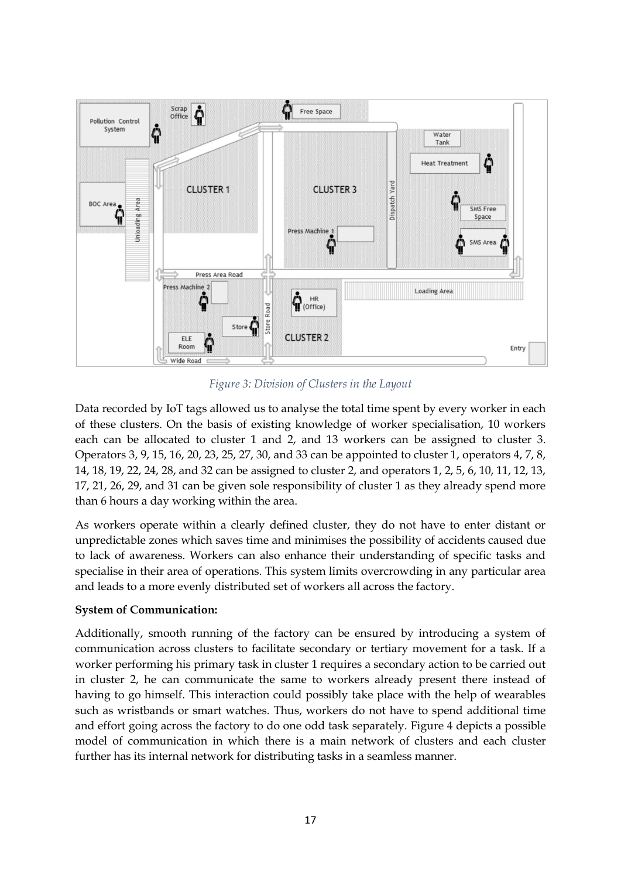*Figure 3: Division of Clusters in the Layout*

Data recorded by IoT tags allowed us to analyse the total time spent by every worker in each of these clusters. On the basis of existing knowledge of worker specialisation, 10 workers each can be allocated to cluster 1 and 2, and 13 workers can be assigned to cluster 3. Operators 3, 9, 15, 16, 20, 23, 25, 27, 30, and 33 can be appointed to cluster 1, operators 4, 7, 8, 14, 18, 19, 22, 24, 28, and 32 can be assigned to cluster 2, and operators 1, 2, 5, 6, 10, 11, 12, 13, 17, 21, 26, 29, and 31 can be given sole responsibility of cluster 1 as they already spend more than 6 hours a day working within the area.

As workers operate within a clearly defined cluster, they do not have to enter distant or unpredictable zones which saves time and minimises the possibility of accidents caused due to lack of awareness. Workers can also enhance their understanding of specific tasks and specialise in their area of operations. This system limits overcrowding in any particular area and leads to a more evenly distributed set of workers all across the factory.

**System of Communication:**

Additionally, smooth running of the factory can be ensured by introducing a system of communication across clusters to facilitate secondary or tertiary movement for a task. If a worker performing his primary task in cluster 1 requires a secondary action to be carried out in cluster 2, he can communicate the same to workers already present there instead of having to go himself. This interaction could possibly take place with the help of wearables such as wristbands or smart watches. Thus, workers do not have to spend additional time and effort going across the factory to do one odd task separately. Figure 4 depicts a possible model of communication in which there is a main network of clusters and each cluster further has its internal network for distributing tasks in a seamless manner.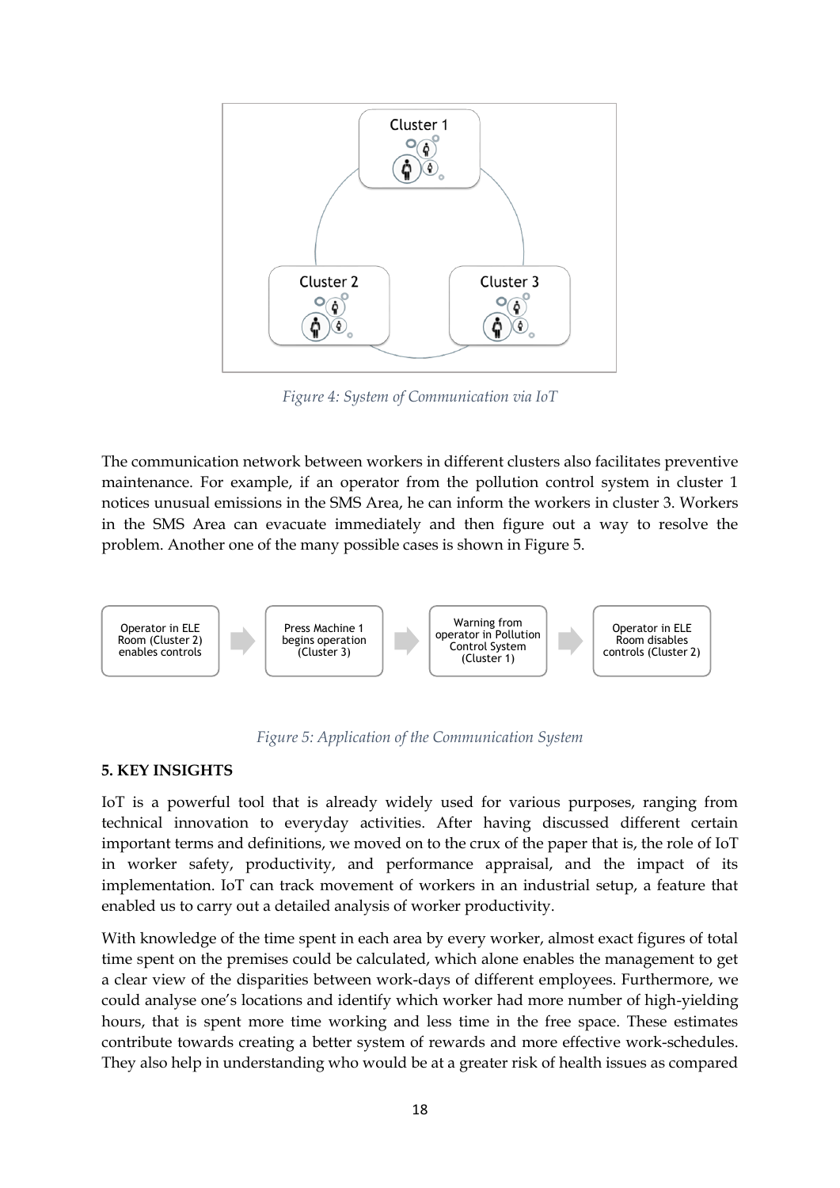*Figure 4: System of Communication via IoT*

The communication network between workers in different clusters also facilitates preventive maintenance. For example, if an operator from the pollution control system in cluster 1 notices unusual emissions in the SMS Area, he can inform the workers in cluster 3. Workers in the SMS Area can evacuate immediately and then figure out a way to resolve the problem. Another one of the many possible cases is shown in Figure 5.

*Figure 5: Application of the Communication System*

## 5. KEY INSIGHTS

IoT is a powerful tool that is already widely used for various purposes, ranging from technical innovation to everyday activities. After having discussed different certain important terms and definitions, we moved on to the crux of the paper that is, the role of IoT in worker safety, productivity, and performance appraisal, and the impact of its implementation. IoT can track movement of workers in an industrial setup, a feature that enabled us to carry out a detailed analysis of worker productivity.

With knowledge of the time spent in each area by every worker, almost exact figures of total time spent on the premises could be calculated, which alone enables the management to get a clear view of the disparities between work-days of different employees. Furthermore, we could analyse one's locations and identify which worker had more number of high-yielding hours, that is spent more time working and less time in the free space. These estimates contribute towards creating a better system of rewards and more effective work-schedules. They also help in understanding who would be at a greater risk of health issues as compared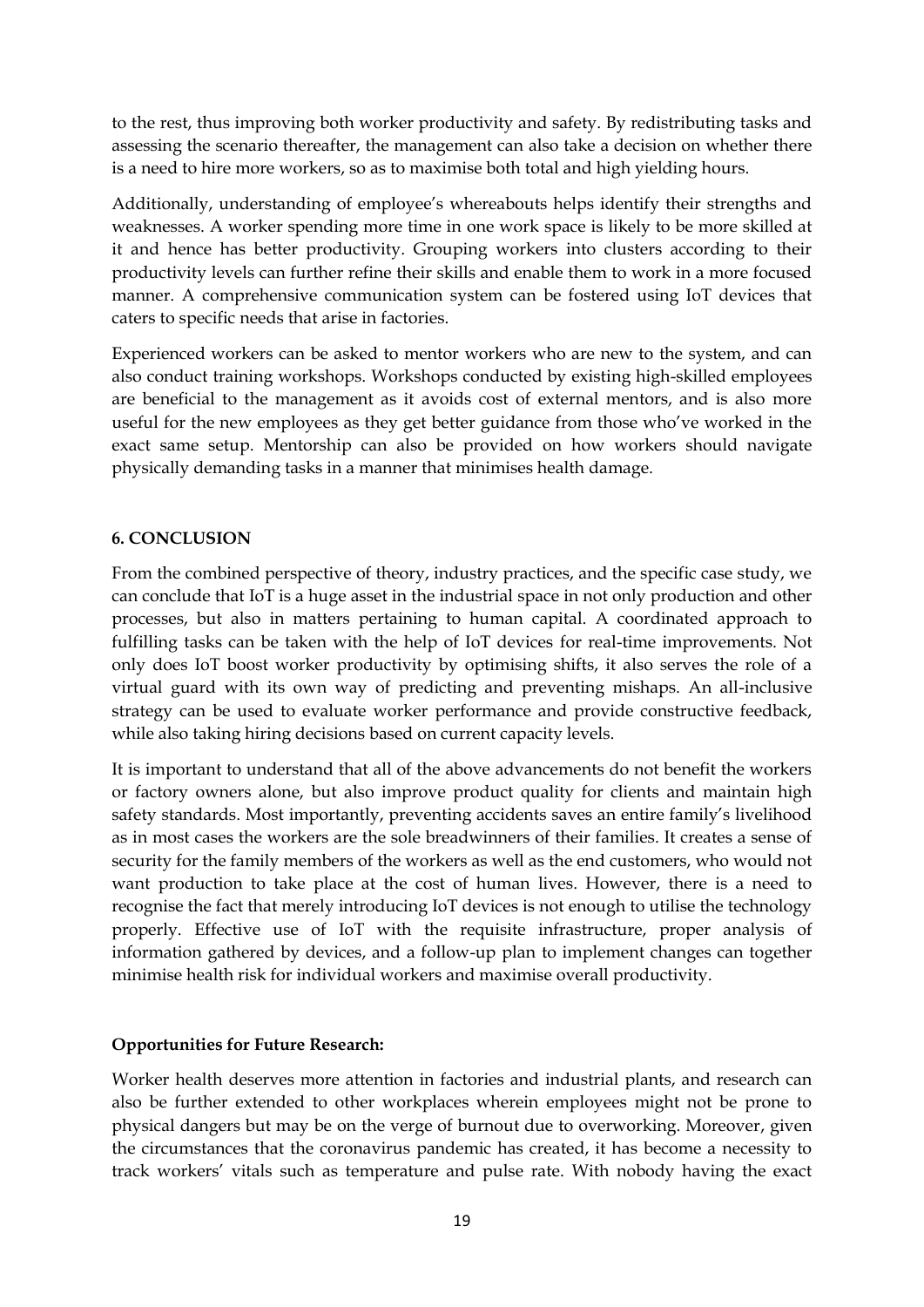to the rest, thus improving both worker productivity and safety. By redistributing tasks and assessing the scenario thereafter, the management can also take a decision on whether there is a need to hire more workers, so as to maximise both total and high yielding hours.

Additionally, understanding of employee's whereabouts helps identify their strengths and weaknesses. A worker spending more time in one work space is likely to be more skilled at it and hence has better productivity. Grouping workers into clusters according to their productivity levels can further refine their skills and enable them to work in a more focused manner. A comprehensive communication system can be fostered using IoT devices that caters to specific needs that arise in factories.

Experienced workers can be asked to mentor workers who are new to the system, and can also conduct training workshops. Workshops conducted by existing high-skilled employees are beneficial to the management as it avoids cost of external mentors, and is also more useful for the new employees as they get better guidance from those who've worked in the exact same setup. Mentorship can also be provided on how workers should navigate physically demanding tasks in a manner that minimises health damage.

## 6. CONCLUSION

From the combined perspective of theory, industry practices, and the specific case study, we can conclude that IoT is a huge asset in the industrial space in not only production and other processes, but also in matters pertaining to human capital. A coordinated approach to fulfilling tasks can be taken with the help of IoT devices for real-time improvements. Not only does IoT boost worker productivity by optimising shifts, it also serves the role of a virtual guard with its own way of predicting and preventing mishaps. An all-inclusive strategy can be used to evaluate worker performance and provide constructive feedback, while also taking hiring decisions based on current capacity levels.

It is important to understand that all of the above advancements do not benefit the workers or factory owners alone, but also improve product quality for clients and maintain high safety standards. Most importantly, preventing accidents saves an entire family's livelihood as in most cases the workers are the sole breadwinners of their families. It creates a sense of security for the family members of the workers as well as the end customers, who would not want production to take place at the cost of human lives. However, there is a need to recognise the fact that merely introducing IoT devices is not enough to utilise the technology properly. Effective use of IoT with the requisite infrastructure, proper analysis of information gathered by devices, and a follow-up plan to implement changes can together minimise health risk for individual workers and maximise overall productivity.

### Opportunities for Future Research:

Worker health deserves more attention in factories and industrial plants, and research can also be further extended to other workplaces wherein employees might not be prone to physical dangers but may be on the verge of burnout due to overworking. Moreover, given the circumstances that the coronavirus pandemic has created, it has become a necessity to track workers' vitals such as temperature and pulse rate. With nobody having the exact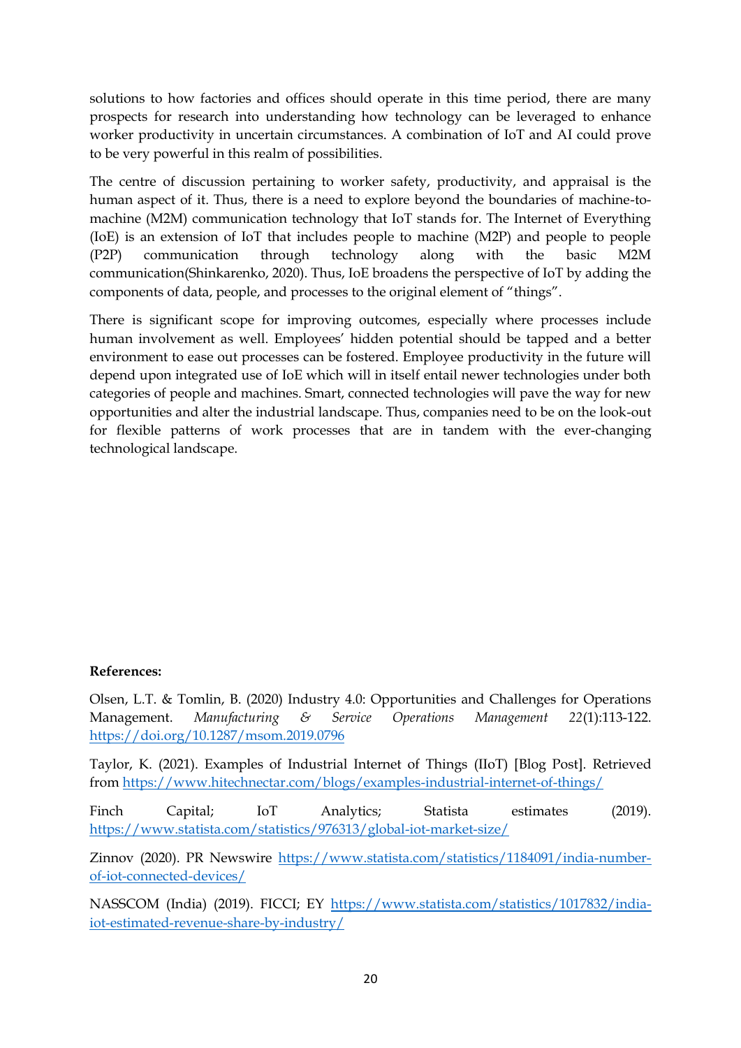solutions to how factories and offices should operate in this time period, there are many prospects for research into understanding how technology can be leveraged to enhance worker productivity in uncertain circumstances. A combination of IoT and AI could prove to be very powerful in this realm of possibilities.

The centre of discussion pertaining to worker safety, productivity, and appraisal is the human aspect of it. Thus, there is a need to explore beyond the boundaries of machine-to-machine (M2M) communication technology that IoT stands for. The Internet of Everything (IoE) is an extension of IoT that includes people to machine (M2P) and people to people (P2P) communication through technology along with the basic M2M communication(Shinkarenko, 2020). Thus, IoE broadens the perspective of IoT by adding the components of data, people, and processes to the original element of "things".

There is significant scope for improving outcomes, especially where processes include human involvement as well. Employees' hidden potential should be tapped and a better environment to ease out processes can be fostered. Employee productivity in the future will depend upon integrated use of IoE which will in itself entail newer technologies under both categories of people and machines. Smart, connected technologies will pave the way for new opportunities and alter the industrial landscape. Thus, companies need to be on the look-out for flexible patterns of work processes that are in tandem with the ever-changing technological landscape.

**References:**

Olsen, L.T. & Tomlin, B. (2020) Industry 4.0: Opportunities and Challenges for Operations Management. *Manufacturing & Service Operations Management 22*(1):113-122. https://doi.org/10.1287/msom.2019.0796

Taylor, K. (2021). Examples of Industrial Internet of Things (IIoT) [Blog Post]. Retrieved from https://www.hitechnectar.com/blogs/examples-industrial-internet-of-things/

Finch Capital; IoT Analytics; Statista estimates (2019). https://www.statista.com/statistics/976313/global-iot-market-size/

Zinnov (2020). PR Newswire https://www.statista.com/statistics/1184091/india-number-of-iot-connected-devices/

NASSCOM (India) (2019). FICCI; EY https://www.statista.com/statistics/1017832/india-iot-estimated-revenue-share-by-industry/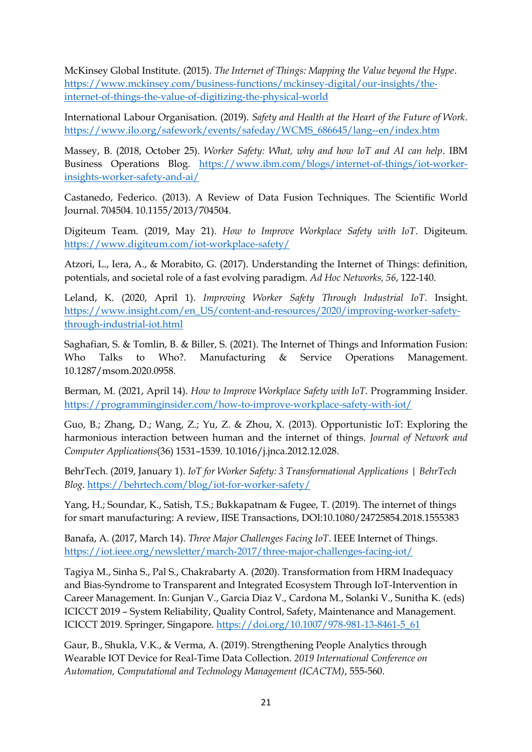McKinsey Global Institute. (2015). *The Internet of Things: Mapping the Value beyond the Hype*. https://www.mckinsey.com/business-functions/mckinsey-digital/our-insights/the-internet-of-things-the-value-of-digitizing-the-physical-world

International Labour Organisation. (2019). *Safety and Health at the Heart of the Future of Work*. https://www.ilo.org/safework/events/safeday/WCMS_686645/lang--en/index.htm

Massey, B. (2018, October 25). *Worker Safety: What, why and how IoT and AI can help*. IBM Business Operations Blog. https://www.ibm.com/blogs/internet-of-things/iot-worker-insights-worker-safety-and-ai/

Castanedo, Federico. (2013). A Review of Data Fusion Techniques. The Scientific World Journal. 704504. 10.1155/2013/704504.

Digiteum Team. (2019, May 21). *How to Improve Workplace Safety with IoT*. Digiteum. https://www.digiteum.com/iot-workplace-safety/

Atzori, L., Iera, A., & Morabito, G. (2017). Understanding the Internet of Things: definition, potentials, and societal role of a fast evolving paradigm. *Ad Hoc Networks, 56*, 122-140.

Leland, K. (2020, April 1). *Improving Worker Safety Through Industrial IoT*. Insight. https://www.insight.com/en_US/content-and-resources/2020/improving-worker-safety-through-industrial-iot.html

Saghafian, S. & Tomlin, B. & Biller, S. (2021). The Internet of Things and Information Fusion: Who Talks to Who?. Manufacturing & Service Operations Management. 10.1287/msom.2020.0958.

Berman, M. (2021, April 14). *How to Improve Workplace Safety with IoT*. Programming Insider. https://programminginsider.com/how-to-improve-workplace-safety-with-iot/

Guo, B.; Zhang, D.; Wang, Z.; Yu, Z. & Zhou, X. (2013). Opportunistic IoT: Exploring the harmonious interaction between human and the internet of things. *Journal of Network and Computer Applications*(36) 1531–1539. 10.1016/j.jnca.2012.12.028.

BehrTech. (2019, January 1). *IoT for Worker Safety: 3 Transformational Applications | BehrTech Blog*. https://behrtech.com/blog/iot-for-worker-safety/

Yang, H.; Soundar, K., Satish, T.S.; Bukkapatnam & Fugee, T. (2019). The internet of things for smart manufacturing: A review, IISE Transactions, DOI:10.1080/24725854.2018.1555383

Banafa, A. (2017, March 14). *Three Major Challenges Facing IoT*. IEEE Internet of Things. https://iot.ieee.org/newsletter/march-2017/three-major-challenges-facing-iot/

Tagiya M., Sinha S., Pal S., Chakrabarty A. (2020). Transformation from HRM Inadequacy and Bias-Syndrome to Transparent and Integrated Ecosystem Through IoT-Intervention in Career Management. In: Gunjan V., Garcia Diaz V., Cardona M., Solanki V., Sunitha K. (eds) ICICCT 2019 – System Reliability, Quality Control, Safety, Maintenance and Management. ICICCT 2019. Springer, Singapore. https://doi.org/10.1007/978-981-13-8461-5_61

Gaur, B., Shukla, V.K., & Verma, A. (2019). Strengthening People Analytics through Wearable IOT Device for Real-Time Data Collection. *2019 International Conference on Automation, Computational and Technology Management (ICACTM)*, 555-560.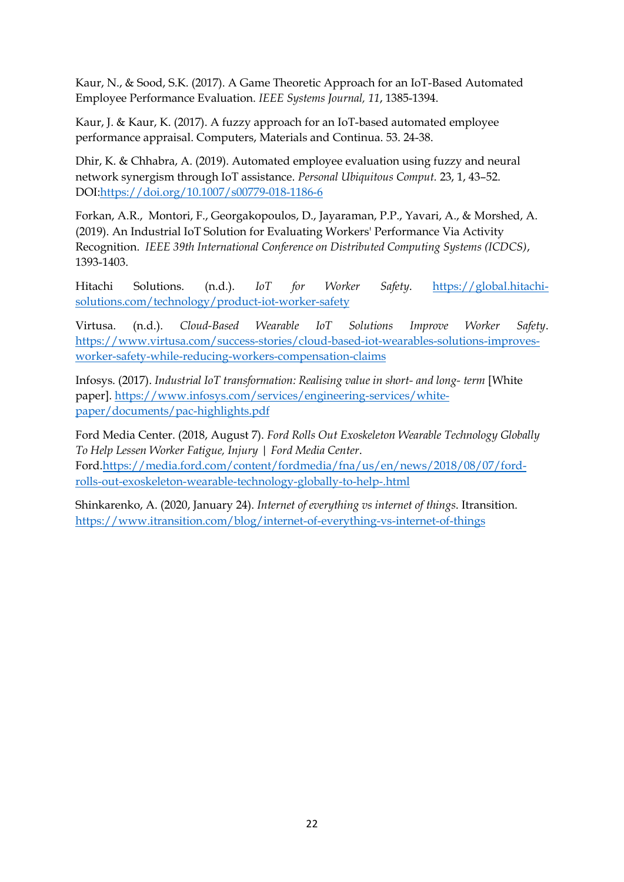Kaur, N., & Sood, S.K. (2017). A Game Theoretic Approach for an IoT-Based Automated Employee Performance Evaluation. *IEEE Systems Journal, 11*, 1385-1394.

Kaur, J. & Kaur, K. (2017). A fuzzy approach for an IoT-based automated employee performance appraisal. Computers, Materials and Continua. 53. 24-38.

Dhir, K. & Chhabra, A. (2019). Automated employee evaluation using fuzzy and neural network synergism through IoT assistance. *Personal Ubiquitous Comput.* 23, 1, 43–52. DOI:https://doi.org/10.1007/s00779-018-1186-6

Forkan, A.R., Montori, F., Georgakopoulos, D., Jayaraman, P.P., Yavari, A., & Morshed, A. (2019). An Industrial IoT Solution for Evaluating Workers' Performance Via Activity Recognition. *IEEE 39th International Conference on Distributed Computing Systems (ICDCS)*, 1393-1403.

Hitachi Solutions. (n.d.). *IoT for Worker Safety*. https://global.hitachi-solutions.com/technology/product-iot-worker-safety

Virtusa. (n.d.). *Cloud-Based Wearable IoT Solutions Improve Worker Safety*. https://www.virtusa.com/success-stories/cloud-based-iot-wearables-solutions-improves-worker-safety-while-reducing-workers-compensation-claims

Infosys. (2017). *Industrial IoT transformation: Realising value in short- and long- term* [White paper]. https://www.infosys.com/services/engineering-services/white-paper/documents/pac-highlights.pdf

Ford Media Center. (2018, August 7). *Ford Rolls Out Exoskeleton Wearable Technology Globally To Help Lessen Worker Fatigue, Injury | Ford Media Center*. Ford.https://media.ford.com/content/fordmedia/fna/us/en/news/2018/08/07/ford-rolls-out-exoskeleton-wearable-technology-globally-to-help-.html

Shinkarenko, A. (2020, January 24). *Internet of everything vs internet of things*. Itransition. https://www.itransition.com/blog/internet-of-everything-vs-internet-of-things